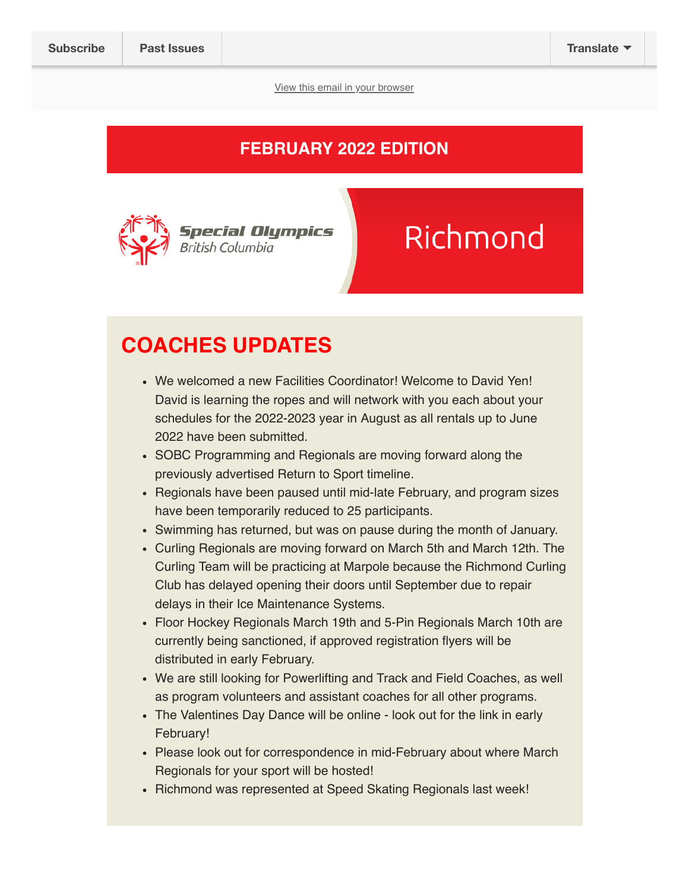Subscribe | Past Issues | Translate

View this email in your browser

# FEBRUARY 2022 EDITION

Special Olympics British Columbia

Richmond

## COACHES UPDATES

- We welcomed a new Facilities Coordinator! Welcome to David Yen! David is learning the ropes and will network with you each about your schedules for the 2022-2023 year in August as all rentals up to June 2022 have been submitted.
- SOBC Programming and Regionals are moving forward along the previously advertised Return to Sport timeline.
- Regionals have been paused until mid-late February, and program sizes have been temporarily reduced to 25 participants.
- Swimming has returned, but was on pause during the month of January.
- Curling Regionals are moving forward on March 5th and March 12th. The Curling Team will be practicing at Marpole because the Richmond Curling Club has delayed opening their doors until September due to repair delays in their Ice Maintenance Systems.
- Floor Hockey Regionals March 19th and 5-Pin Regionals March 10th are currently being sanctioned, if approved registration flyers will be distributed in early February.
- We are still looking for Powerlifting and Track and Field Coaches, as well as program volunteers and assistant coaches for all other programs.
- The Valentines Day Dance will be online - look out for the link in early February!
- Please look out for correspondence in mid-February about where March Regionals for your sport will be hosted!
- Richmond was represented at Speed Skating Regionals last week!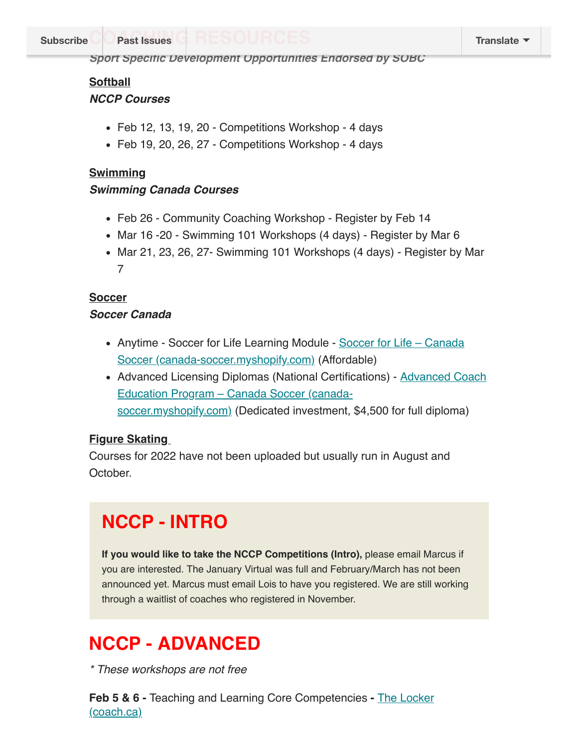## COACHING RESOURCES

*Sport Specific Development Opportunities Endorsed by SOBC*

**Softball**
***NCCP Courses***

- Feb 12, 13, 19, 20 - Competitions Workshop - 4 days
- Feb 19, 20, 26, 27 - Competitions Workshop - 4 days

**Swimming**
***Swimming Canada Courses***

- Feb 26 - Community Coaching Workshop - Register by Feb 14
- Mar 16 -20 - Swimming 101 Workshops (4 days) - Register by Mar 6
- Mar 21, 23, 26, 27- Swimming 101 Workshops (4 days) - Register by Mar 7

**Soccer**
***Soccer Canada***

- Anytime - Soccer for Life Learning Module - Soccer for Life – Canada Soccer (canada-soccer.myshopify.com) (Affordable)
- Advanced Licensing Diplomas (National Certifications) - Advanced Coach Education Program – Canada Soccer (canada-soccer.myshopify.com) (Dedicated investment, $4,500 for full diploma)

**Figure Skating**
Courses for 2022 have not been uploaded but usually run in August and October.

## NCCP - INTRO

**If you would like to take the NCCP Competitions (Intro),** please email Marcus if you are interested. The January Virtual was full and February/March has not been announced yet. Marcus must email Lois to have you registered. We are still working through a waitlist of coaches who registered in November.

## NCCP - ADVANCED

*\* These workshops are not free*

**Feb 5 & 6 -** Teaching and Learning Core Competencies **-** The Locker (coach.ca)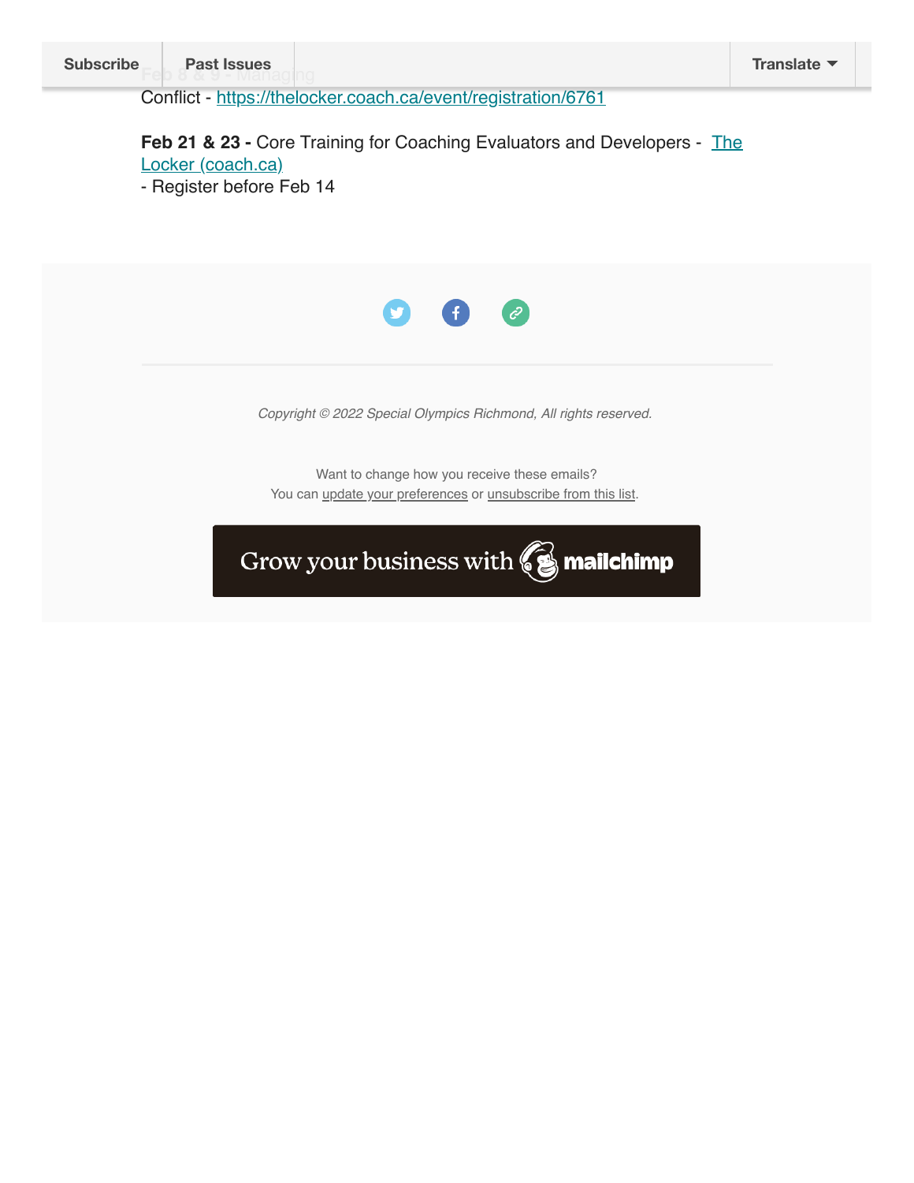Feb 8 & 9 - Managing Conflict - https://thelocker.coach.ca/event/registration/6761

**Feb 21 & 23 -** Core Training for Coaching Evaluators and Developers - The Locker (coach.ca)
- Register before Feb 14

*Copyright © 2022 Special Olympics Richmond, All rights reserved.*

Want to change how you receive these emails?
You can update your preferences or unsubscribe from this list.